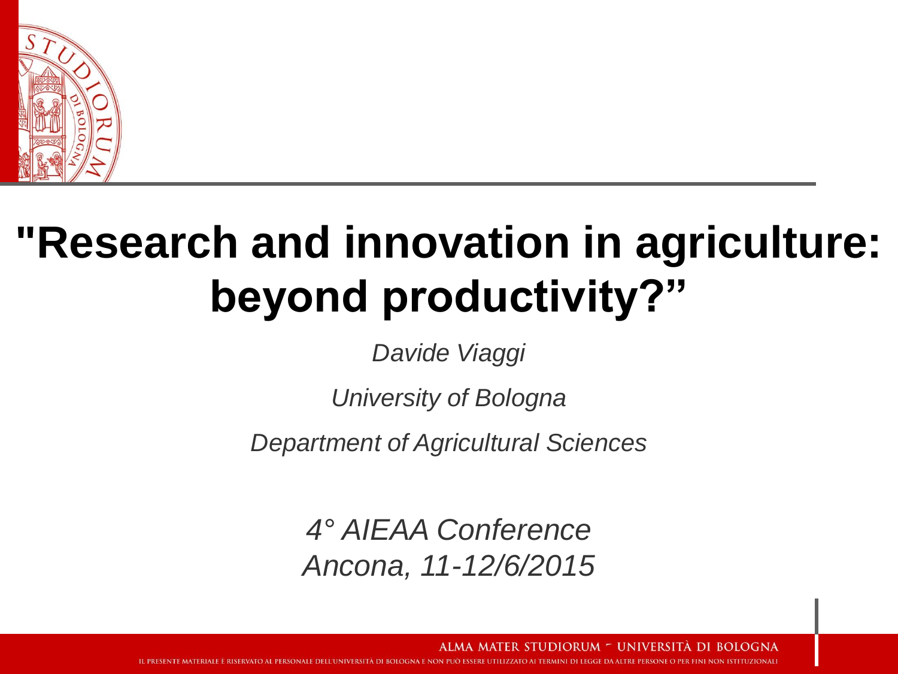# "Research and innovation in agriculture: beyond productivity?"

*Davide Viaggi*

*University of Bologna*

*Department of Agricultural Sciences*

*4° AIEAA Conference*
*Ancona, 11-12/6/2015*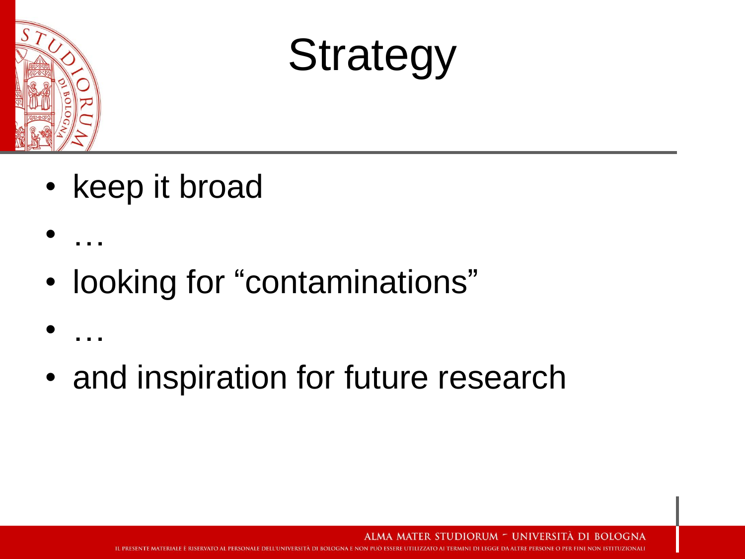# Strategy

- keep it broad
- …
- looking for “contaminations”
- …
- and inspiration for future research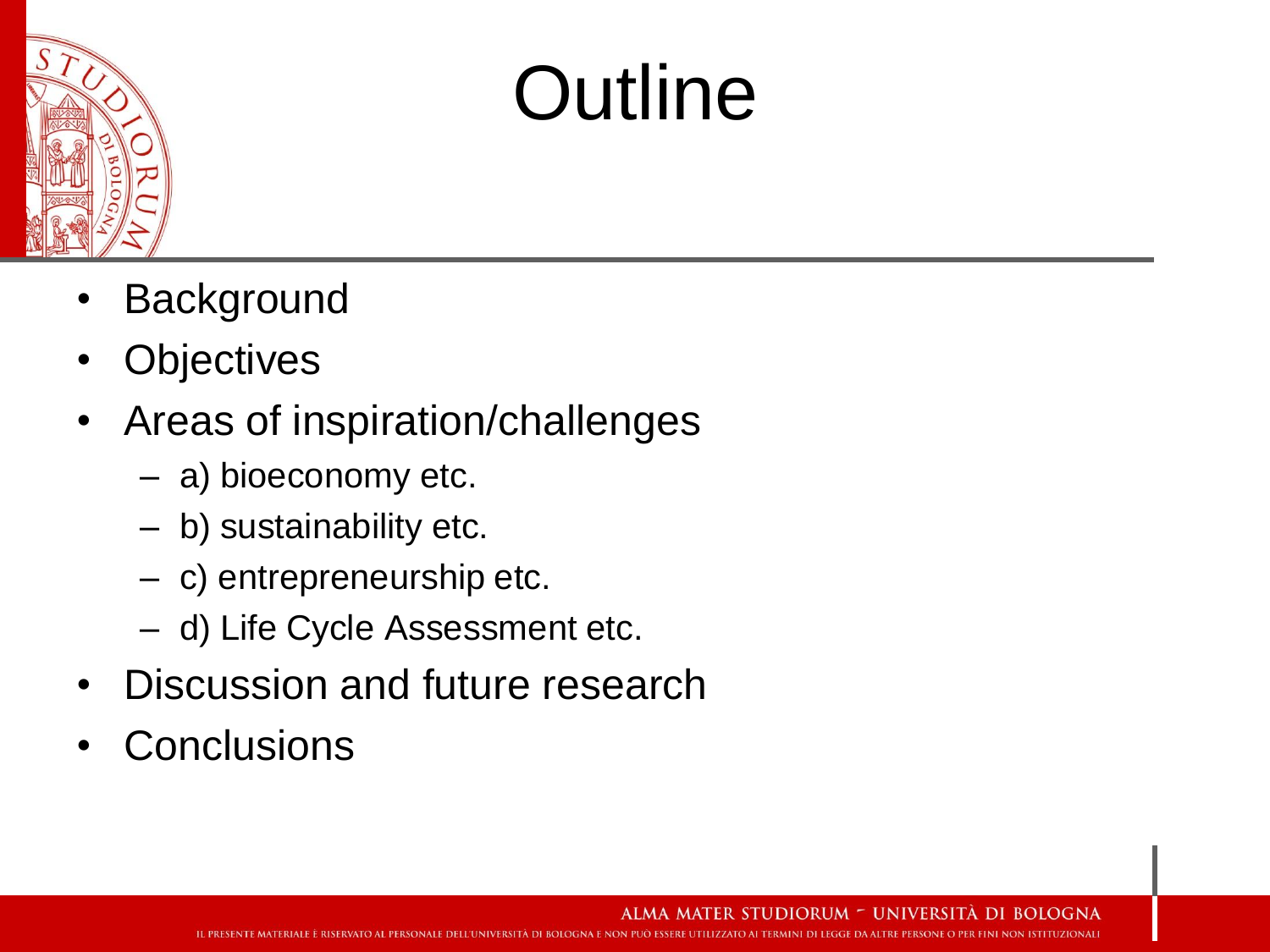# Outline

- Background
- Objectives
- Areas of inspiration/challenges
  - a) bioeconomy etc.
  - b) sustainability etc.
  - c) entrepreneurship etc.
  - d) Life Cycle Assessment etc.
- Discussion and future research
- Conclusions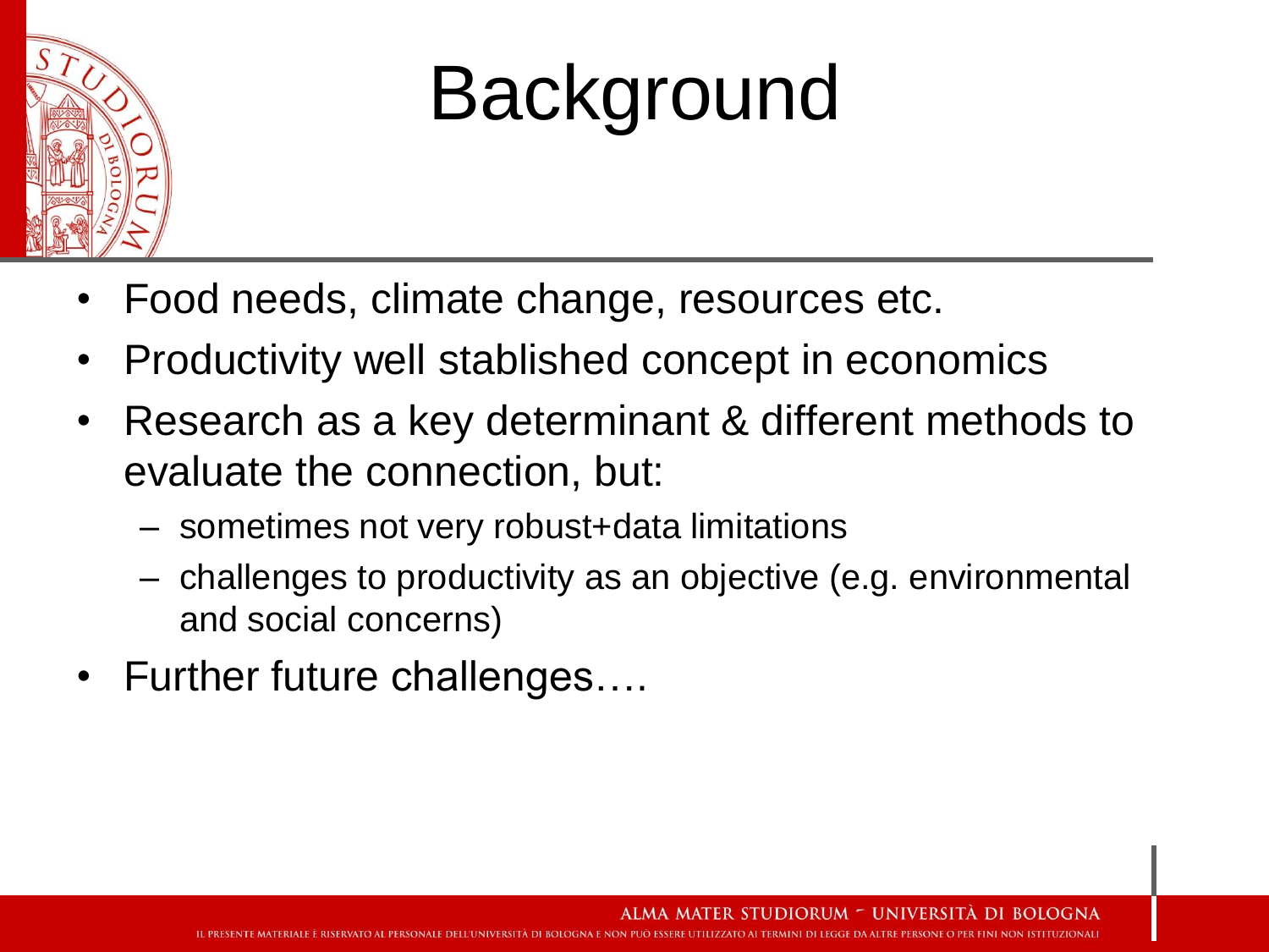# Background

- Food needs, climate change, resources etc.
- Productivity well stablished concept in economics
- Research as a key determinant & different methods to evaluate the connection, but:
  - sometimes not very robust+data limitations
  - challenges to productivity as an objective (e.g. environmental and social concerns)
- Further future challenges….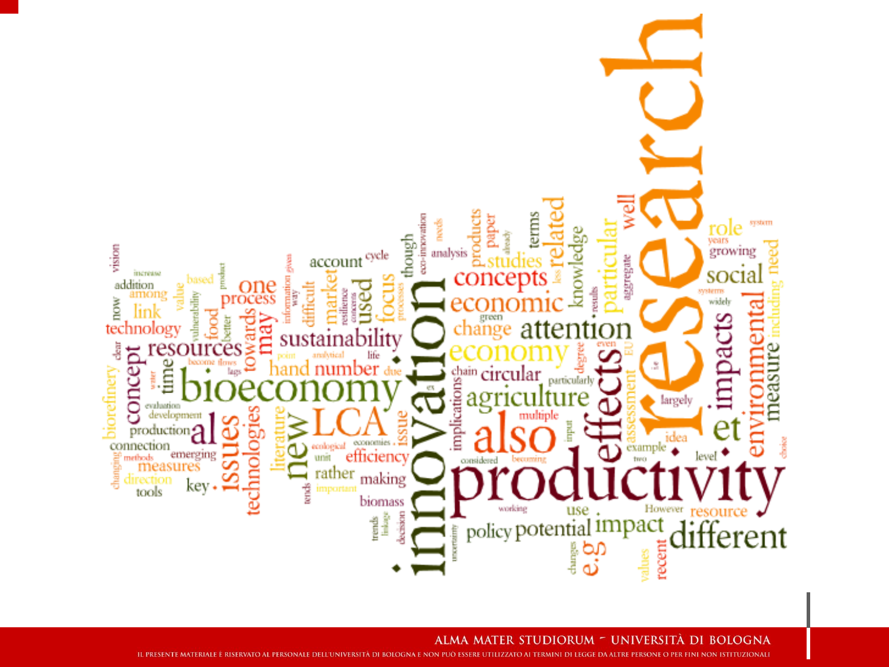research innovation productivity bioeconomy LCA also al effects economy economic concepts attention agriculture circular change sustainability issues technologies new different impact policy potential environmental impacts social measure role growing need including et resource level example idea largely assessment particular well related knowledge studies products paper terms analysis account cycle though eco-innovation needs focus used market difficult resilience number hand due literature issue efficiency economies ecological unit rather making biomass important trends linkage decision implications chain particularly multiple input considered becoming working use However recent values e.g changes uncertainty resources towards may one process food value vulnerability better product based among link technology now addition increase vision concept time biorefinery production connection emerging measures direction tools key methods changing evaluation development water clear become flows lags information given way concerns processes point analytical life green less results aggregate degree even EU systems widely years system i.e two choice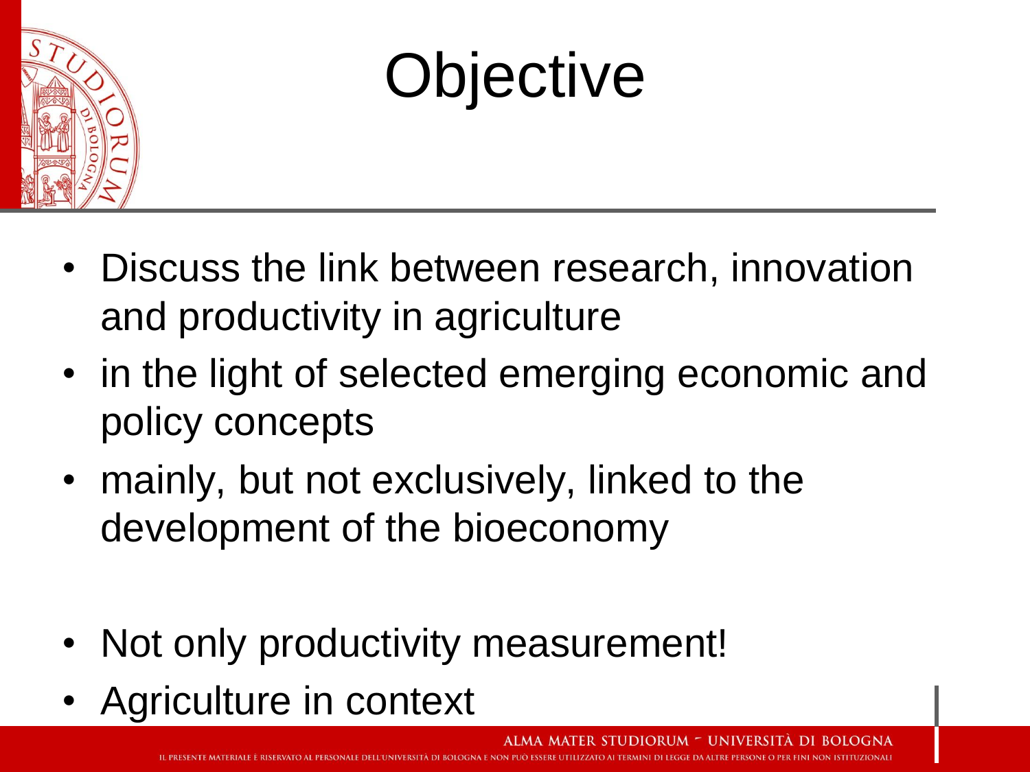# Objective

- Discuss the link between research, innovation and productivity in agriculture
- in the light of selected emerging economic and policy concepts
- mainly, but not exclusively, linked to the development of the bioeconomy

- Not only productivity measurement!
- Agriculture in context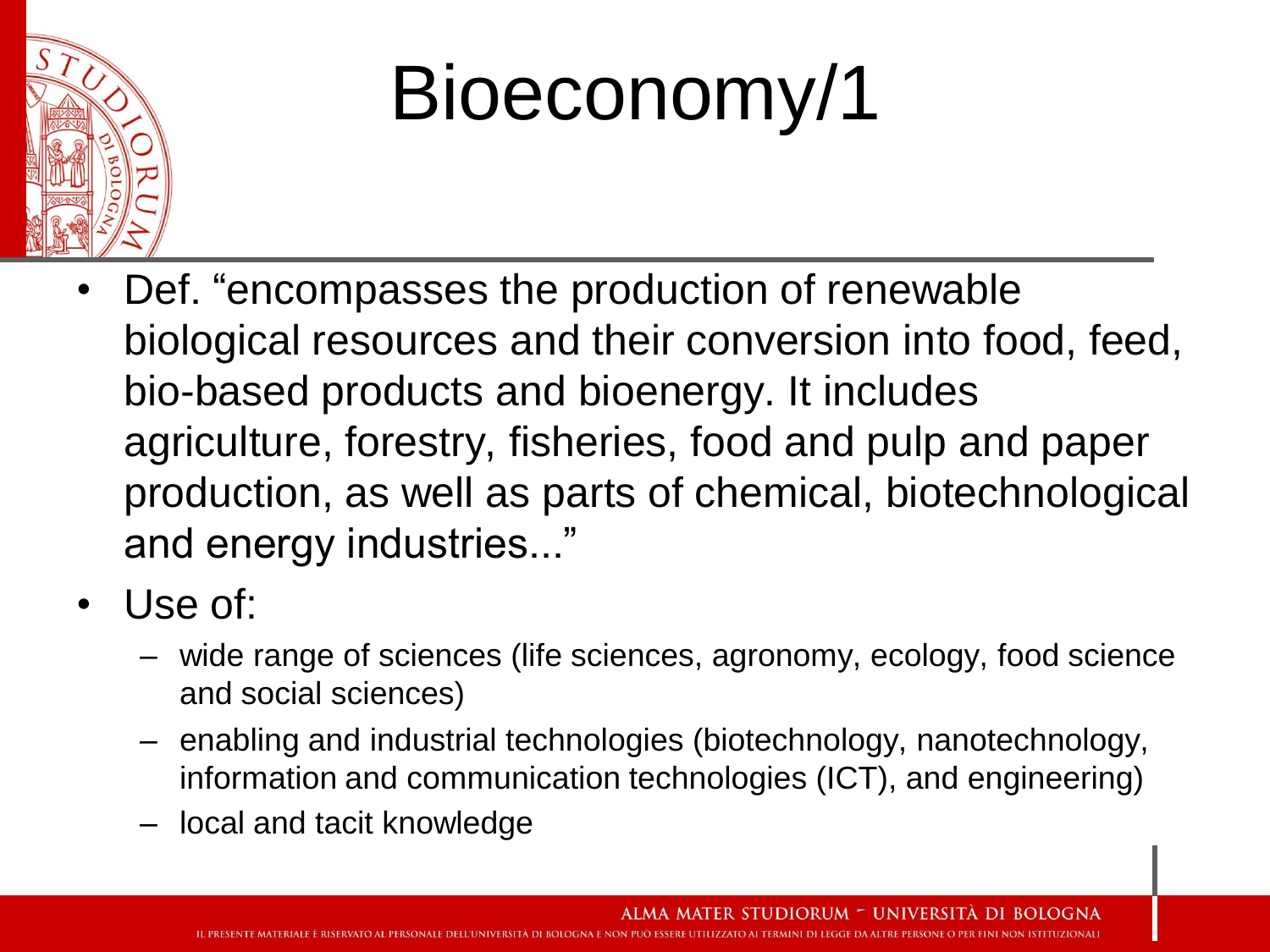# Bioeconomy/1

- Def. "encompasses the production of renewable biological resources and their conversion into food, feed, bio-based products and bioenergy. It includes agriculture, forestry, fisheries, food and pulp and paper production, as well as parts of chemical, biotechnological and energy industries..."
- Use of:
  - wide range of sciences (life sciences, agronomy, ecology, food science and social sciences)
  - enabling and industrial technologies (biotechnology, nanotechnology, information and communication technologies (ICT), and engineering)
  - local and tacit knowledge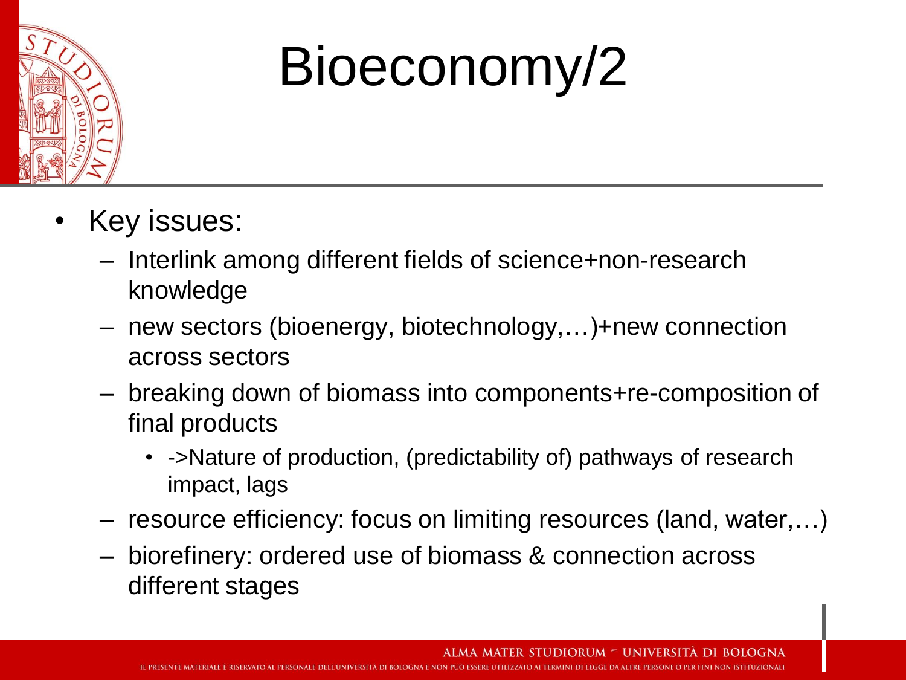# Bioeconomy/2

- Key issues:
  - Interlink among different fields of science+non-research knowledge
  - new sectors (bioenergy, biotechnology,…)+new connection across sectors
  - breaking down of biomass into components+re-composition of final products
    - ->Nature of production, (predictability of) pathways of research impact, lags
  - resource efficiency: focus on limiting resources (land, water,…)
  - biorefinery: ordered use of biomass & connection across different stages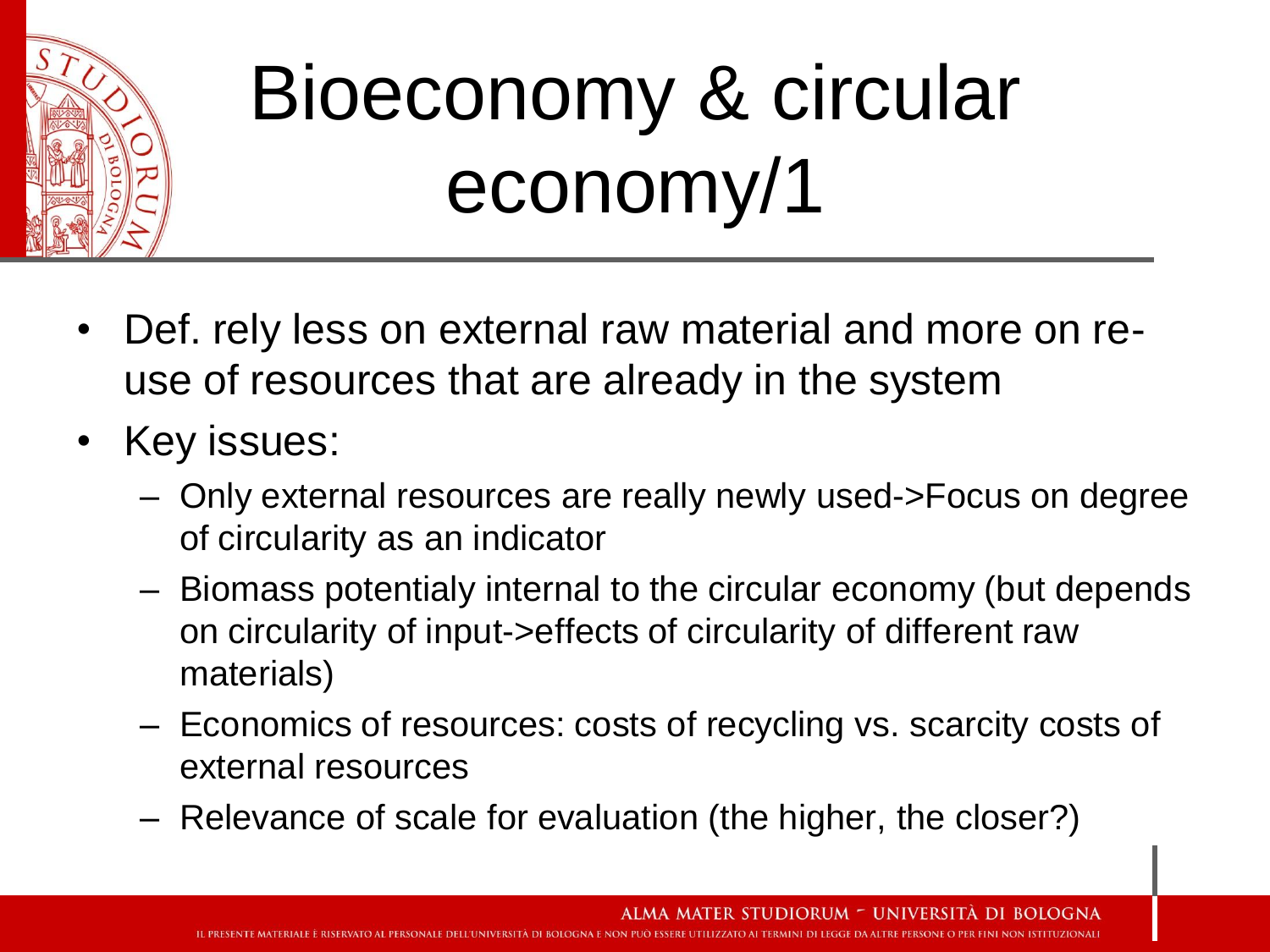# Bioeconomy & circular economy/1

- Def. rely less on external raw material and more on re-use of resources that are already in the system
- Key issues:
  - Only external resources are really newly used->Focus on degree of circularity as an indicator
  - Biomass potentialy internal to the circular economy (but depends on circularity of input->effects of circularity of different raw materials)
  - Economics of resources: costs of recycling vs. scarcity costs of external resources
  - Relevance of scale for evaluation (the higher, the closer?)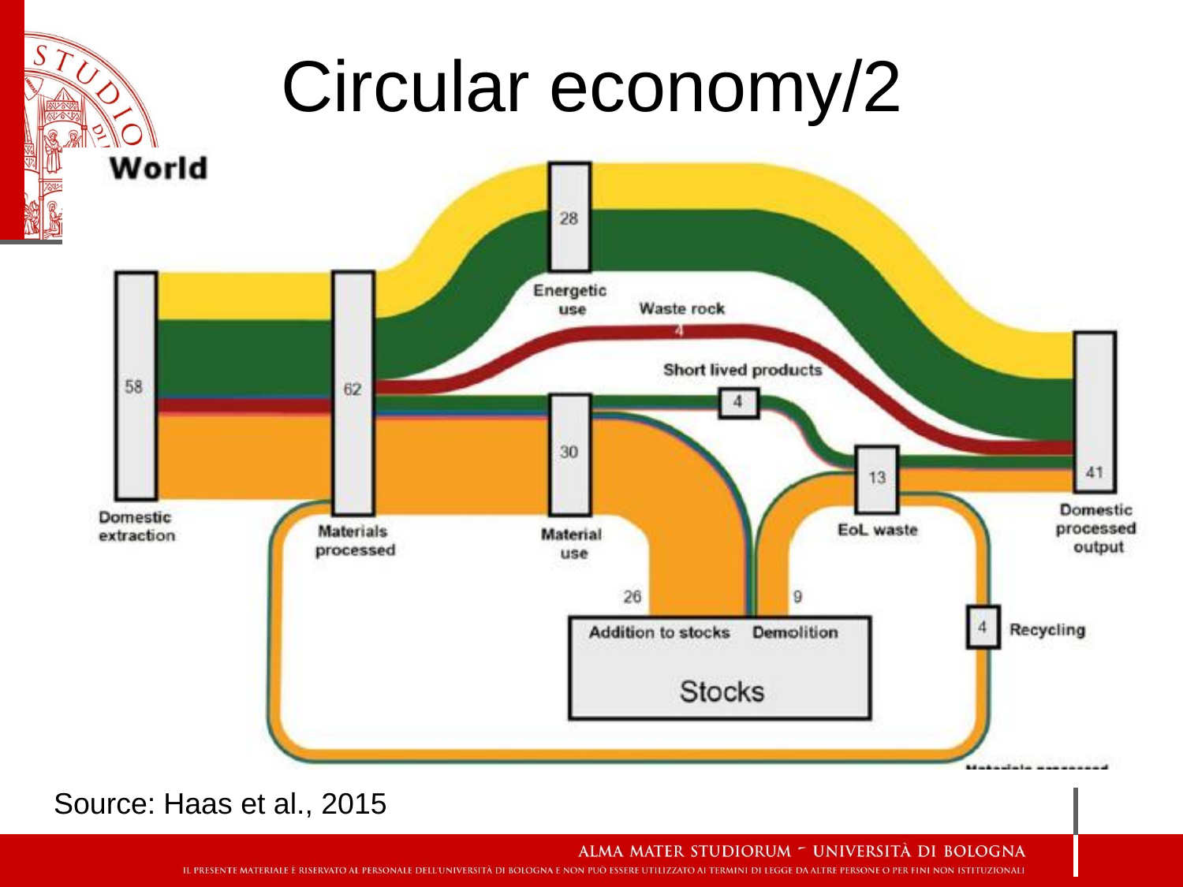# Circular economy/2

World

| Flow / Stage | Value |
|---|---|
| Domestic extraction | 58 |
| Materials processed | 62 |
| Energetic use | 28 |
| Waste rock | 4 |
| Short lived products | 4 |
| Material use | 30 |
| Addition to stocks | 26 |
| Demolition | 9 |
| EoL waste | 13 |
| Recycling | 4 |
| Domestic processed output | 41 |

Stocks

Source: Haas et al., 2015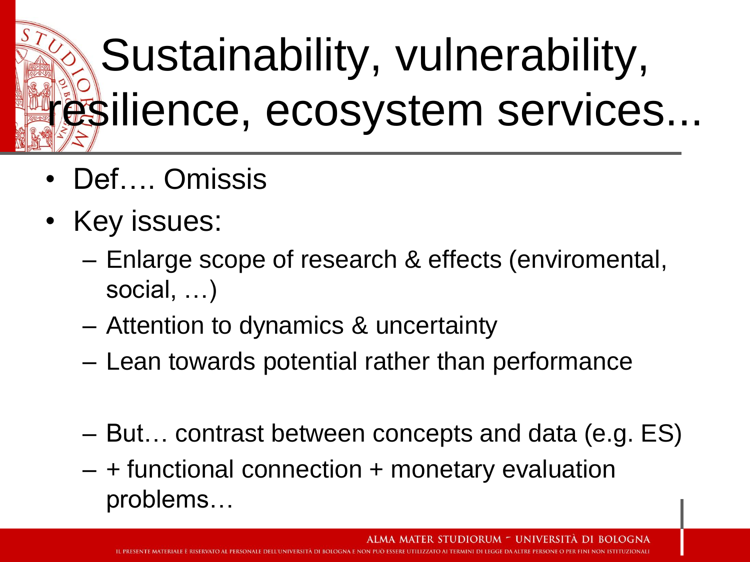# Sustainability, vulnerability, resilience, ecosystem services...

- Def…. Omissis
- Key issues:
  - Enlarge scope of research & effects (enviromental, social, …)
  - Attention to dynamics & uncertainty
  - Lean towards potential rather than performance
  - But… contrast between concepts and data (e.g. ES)
  - + functional connection + monetary evaluation problems…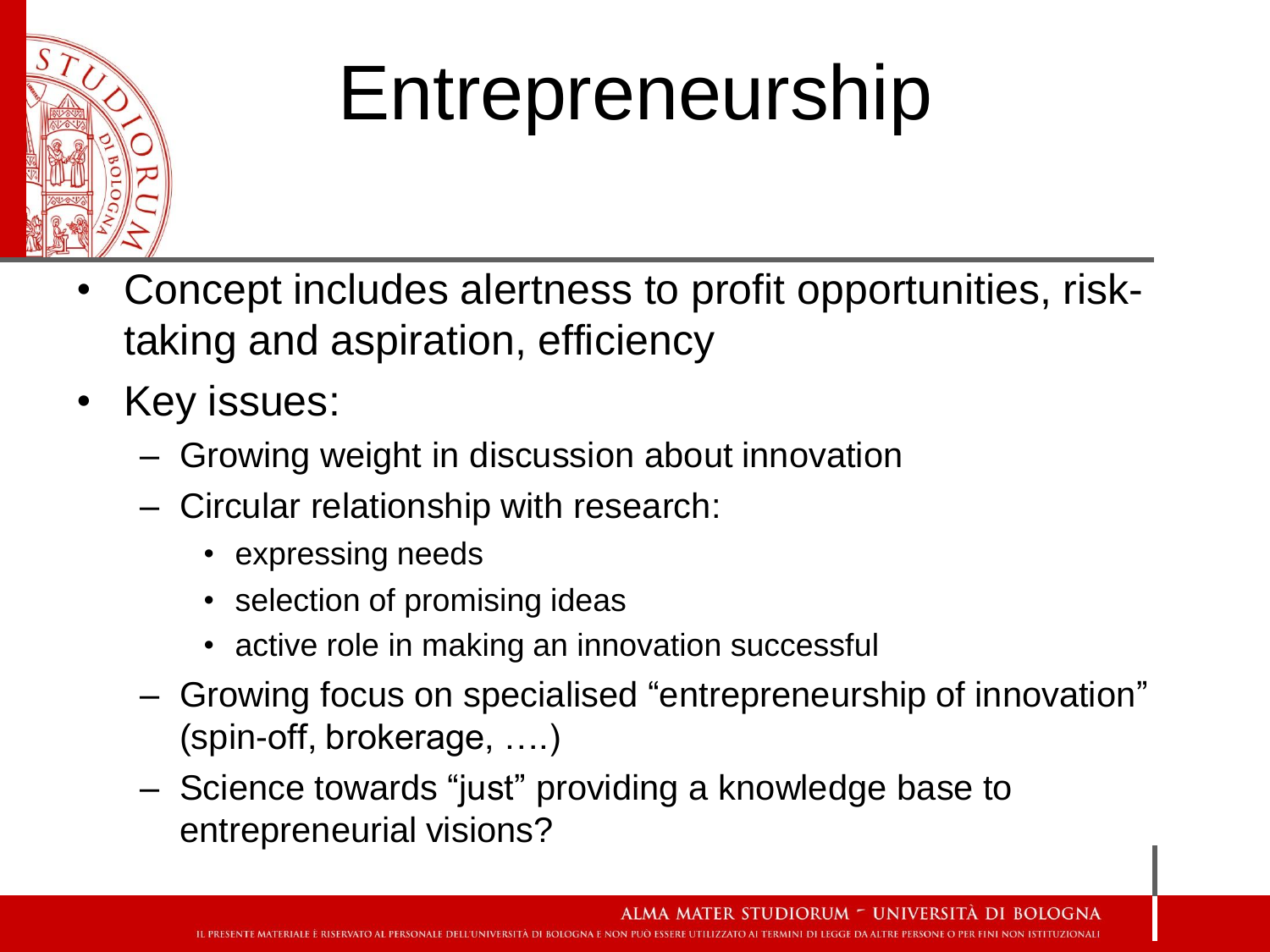# Entrepreneurship

- Concept includes alertness to profit opportunities, risk-taking and aspiration, efficiency
- Key issues:
  - Growing weight in discussion about innovation
  - Circular relationship with research:
    - expressing needs
    - selection of promising ideas
    - active role in making an innovation successful
  - Growing focus on specialised “entrepreneurship of innovation” (spin-off, brokerage, ….)
  - Science towards “just” providing a knowledge base to entrepreneurial visions?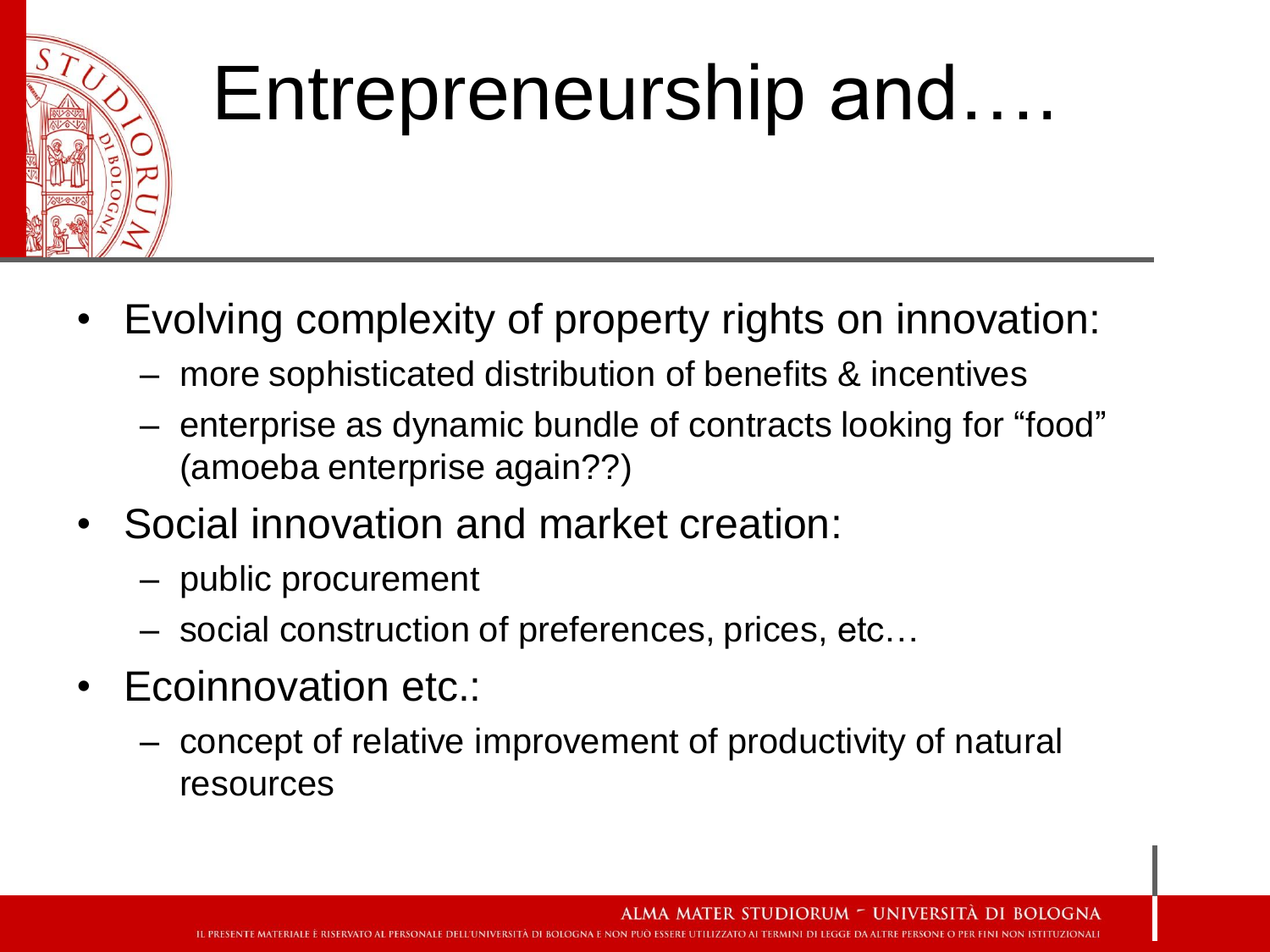# Entrepreneurship and….

- Evolving complexity of property rights on innovation:
  - more sophisticated distribution of benefits & incentives
  - enterprise as dynamic bundle of contracts looking for "food" (amoeba enterprise again??)
- Social innovation and market creation:
  - public procurement
  - social construction of preferences, prices, etc…
- Ecoinnovation etc.:
  - concept of relative improvement of productivity of natural resources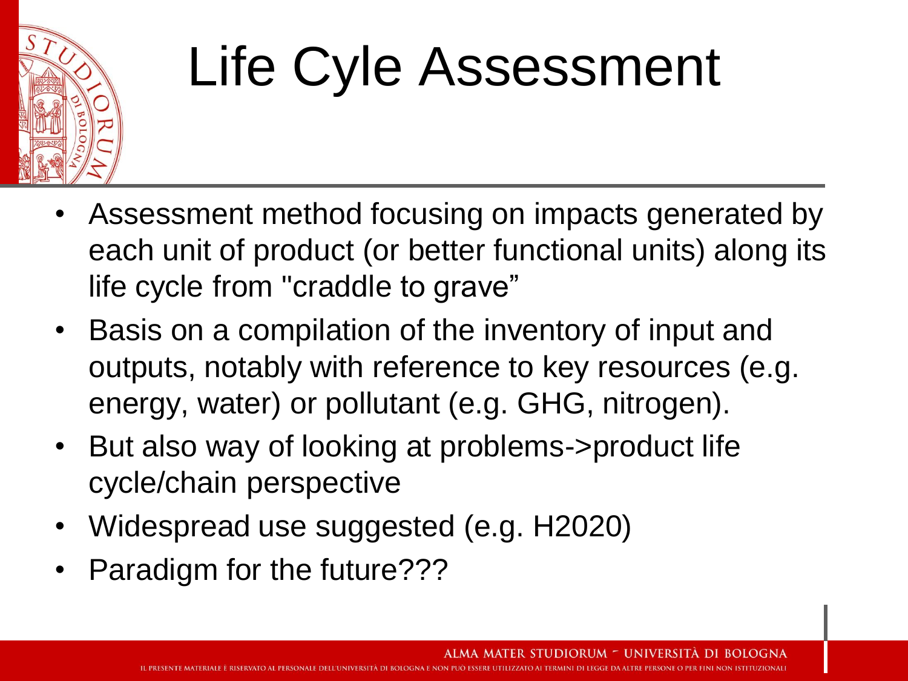# Life Cyle Assessment

- Assessment method focusing on impacts generated by each unit of product (or better functional units) along its life cycle from "craddle to grave"
- Basis on a compilation of the inventory of input and outputs, notably with reference to key resources (e.g. energy, water) or pollutant (e.g. GHG, nitrogen).
- But also way of looking at problems->product life cycle/chain perspective
- Widespread use suggested (e.g. H2020)
- Paradigm for the future???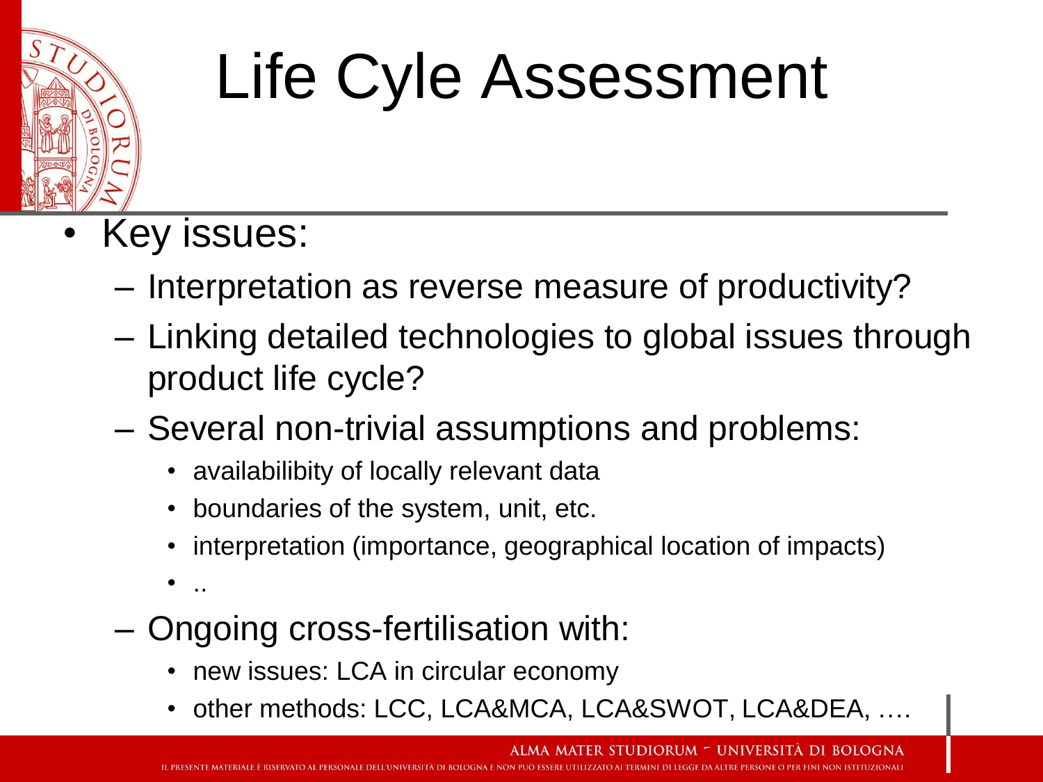# Life Cyle Assessment

- Key issues:
  - Interpretation as reverse measure of productivity?
  - Linking detailed technologies to global issues through product life cycle?
  - Several non-trivial assumptions and problems:
    - availabilibity of locally relevant data
    - boundaries of the system, unit, etc.
    - interpretation (importance, geographical location of impacts)
    - ..
  - Ongoing cross-fertilisation with:
    - new issues: LCA in circular economy
    - other methods: LCC, LCA&MCA, LCA&SWOT, LCA&DEA, ….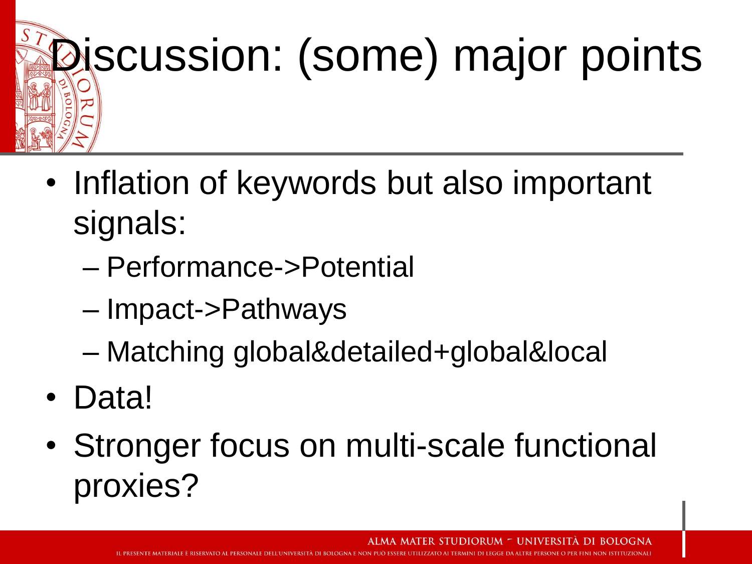# Discussion: (some) major points

- Inflation of keywords but also important signals:
  - Performance->Potential
  - Impact->Pathways
  - Matching global&detailed+global&local
- Data!
- Stronger focus on multi-scale functional proxies?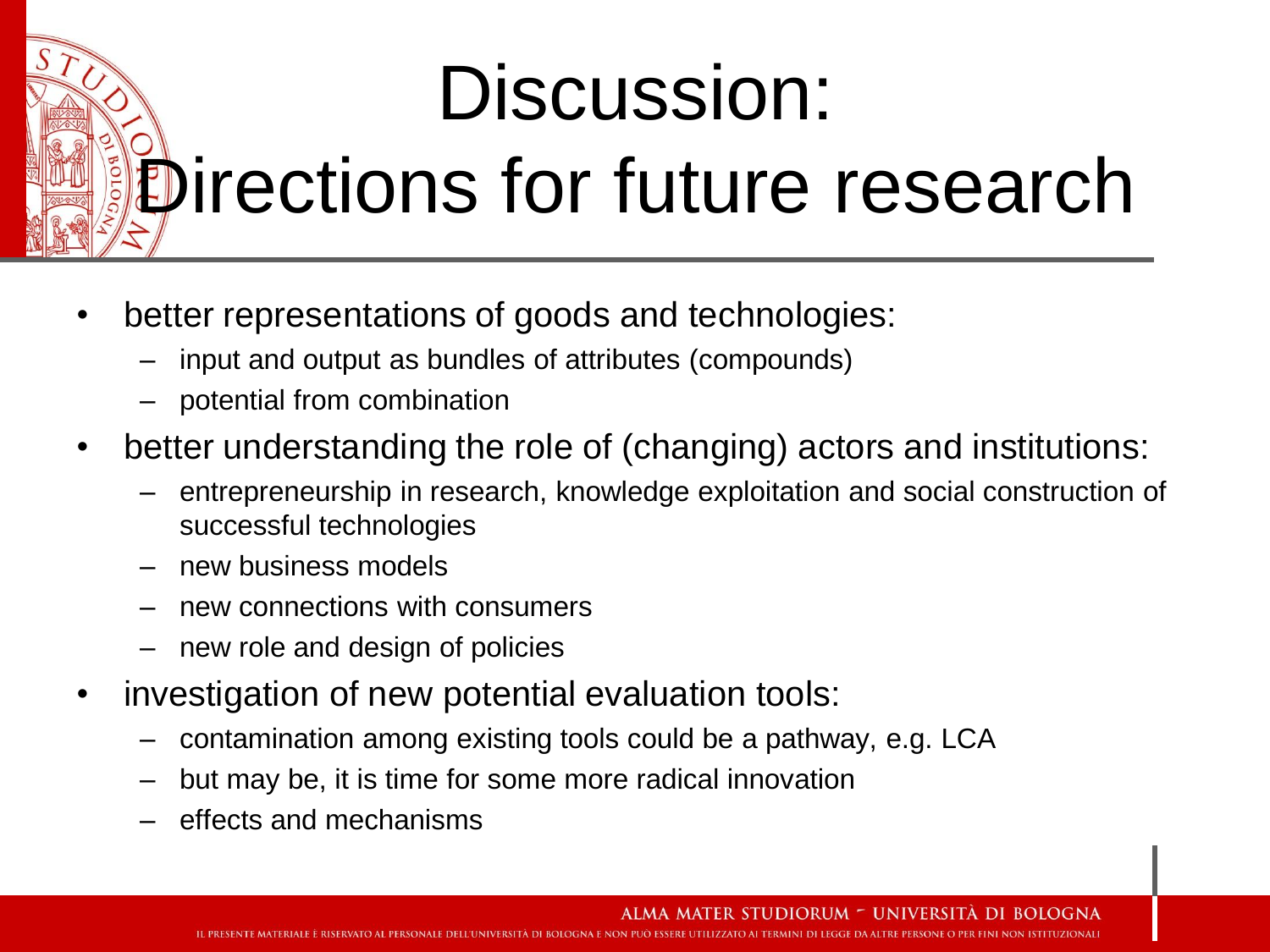# Discussion: Directions for future research

- better representations of goods and technologies:
  - input and output as bundles of attributes (compounds)
  - potential from combination
- better understanding the role of (changing) actors and institutions:
  - entrepreneurship in research, knowledge exploitation and social construction of successful technologies
  - new business models
  - new connections with consumers
  - new role and design of policies
- investigation of new potential evaluation tools:
  - contamination among existing tools could be a pathway, e.g. LCA
  - but may be, it is time for some more radical innovation
  - effects and mechanisms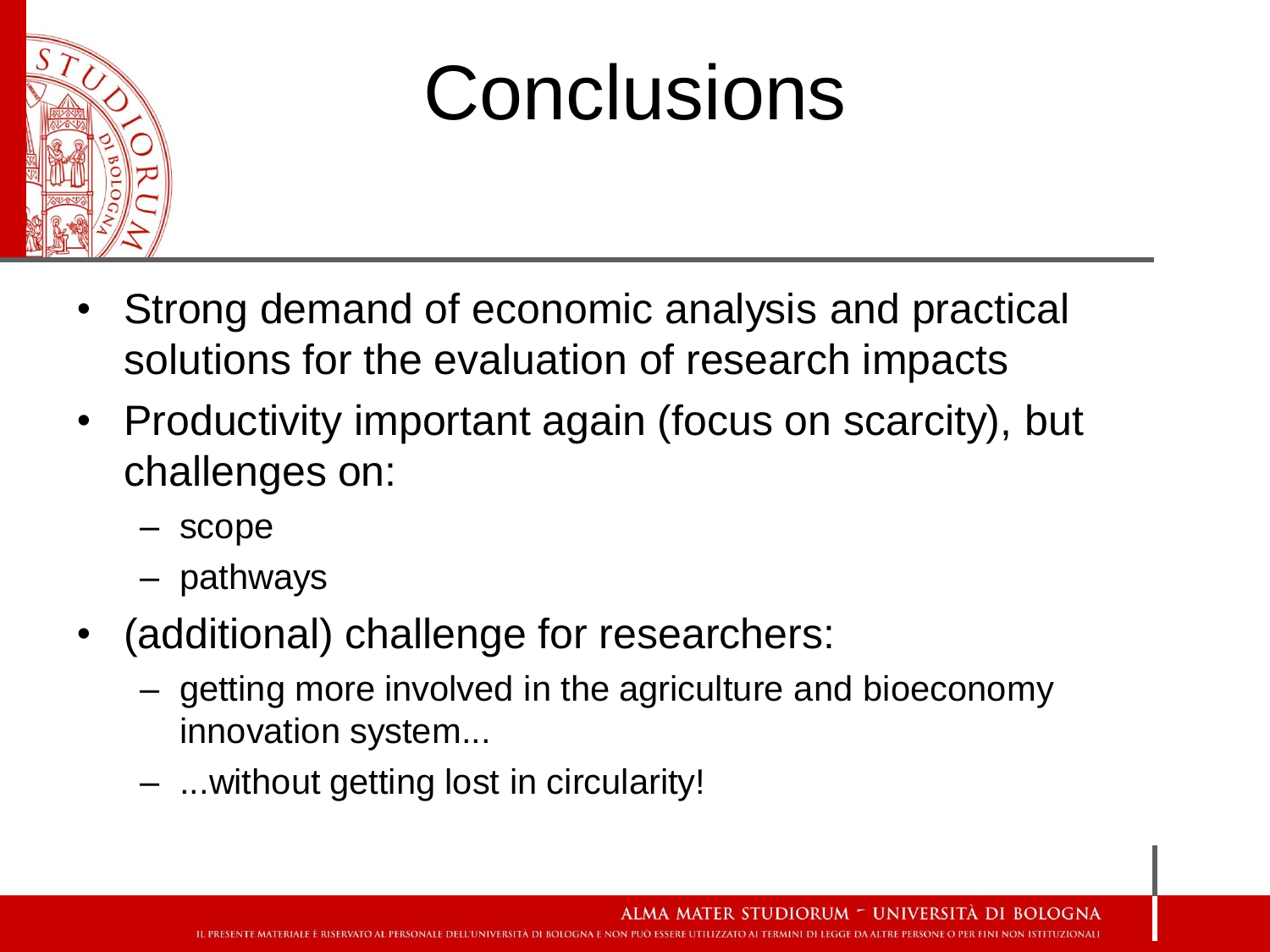# Conclusions

- Strong demand of economic analysis and practical solutions for the evaluation of research impacts
- Productivity important again (focus on scarcity), but challenges on:
  - scope
  - pathways
- (additional) challenge for researchers:
  - getting more involved in the agriculture and bioeconomy innovation system...
  - ...without getting lost in circularity!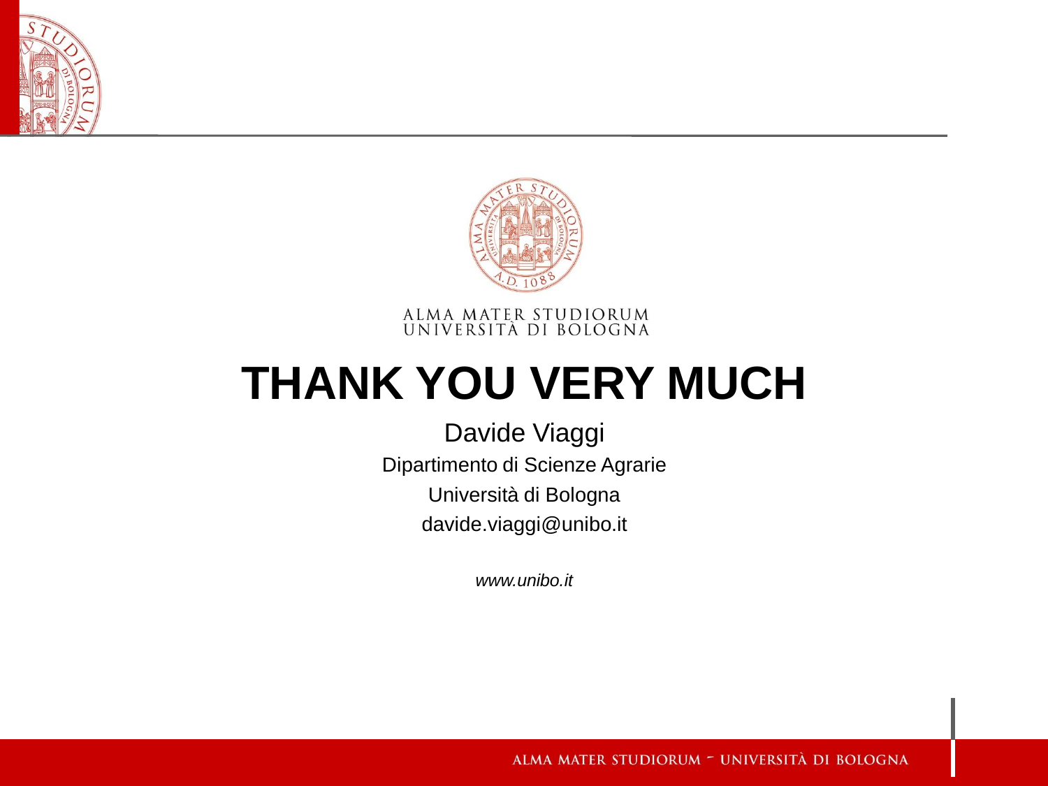ALMA MATER STUDIORUM
UNIVERSITÀ DI BOLOGNA

# THANK YOU VERY MUCH

Davide Viaggi

Dipartimento di Scienze Agrarie

Università di Bologna

davide.viaggi@unibo.it

*www.unibo.it*